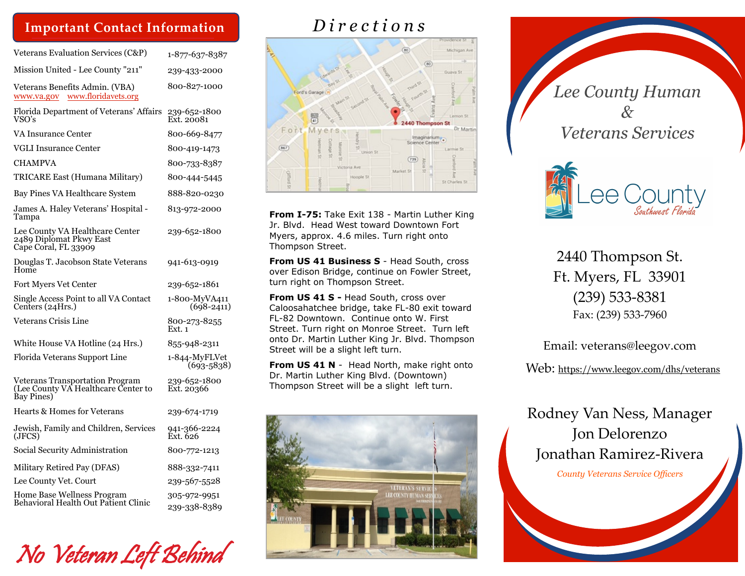## Important Contact Information

| | |
|---|---|
| Veterans Evaluation Services (C&P) | 1-877-637-8387 |
| Mission United - Lee County "211" | 239-433-2000 |
| Veterans Benefits Admin. (VBA) www.va.gov www.floridavets.org | 800-827-1000 |
| Florida Department of Veterans' Affairs VSO's | 239-652-1800 Ext. 20081 |
| VA Insurance Center | 800-669-8477 |
| VGLI Insurance Center | 800-419-1473 |
| CHAMPVA | 800-733-8387 |
| TRICARE East (Humana Military) | 800-444-5445 |
| Bay Pines VA Healthcare System | 888-820-0230 |
| James A. Haley Veterans' Hospital - Tampa | 813-972-2000 |
| Lee County VA Healthcare Center 2489 Diplomat Pkwy East Cape Coral, FL 33909 | 239-652-1800 |
| Douglas T. Jacobson State Veterans Home | 941-613-0919 |
| Fort Myers Vet Center | 239-652-1861 |
| Single Access Point to all VA Contact Centers (24Hrs.) | 1-800-MyVA411 (698-2411) |
| Veterans Crisis Line | 800-273-8255 Ext. 1 |
| White House VA Hotline (24 Hrs.) | 855-948-2311 |
| Florida Veterans Support Line | 1-844-MyFLVet (693-5838) |
| Veterans Transportation Program (Lee County VA Healthcare Center to Bay Pines) | 239-652-1800 Ext. 20366 |
| Hearts & Homes for Veterans | 239-674-1719 |
| Jewish, Family and Children, Services (JFCS) | 941-366-2224 Ext. 626 |
| Social Security Administration | 800-772-1213 |
| Military Retired Pay (DFAS) | 888-332-7411 |
| Lee County Vet. Court | 239-567-5528 |
| Home Base Wellness Program | 305-972-9951 |
| Behavioral Health Out Patient Clinic | 239-338-8389 |

*No Veteran Left Behind*

## Directions

**From I-75:** Take Exit 138 - Martin Luther King Jr. Blvd. Head West toward Downtown Fort Myers, approx. 4.6 miles. Turn right onto Thompson Street.

**From US 41 Business S** - Head South, cross over Edison Bridge, continue on Fowler Street, turn right on Thompson Street.

**From US 41 S -** Head South, cross over Caloosahatchee bridge, take FL-80 exit toward FL-82 Downtown. Continue onto W. First Street. Turn right on Monroe Street. Turn left onto Dr. Martin Luther King Jr. Blvd. Thompson Street will be a slight left turn.

**From US 41 N** - Head North, make right onto Dr. Martin Luther King Blvd. (Downtown) Thompson Street will be a slight left turn.

# *Lee County Human & Veterans Services*

Lee County *Southwest Florida*

2440 Thompson St.
Ft. Myers, FL 33901
(239) 533-8381
Fax: (239) 533-7960

Email: veterans@leegov.com

Web: https://www.leegov.com/dhs/veterans

Rodney Van Ness, Manager
Jon Delorenzo
Jonathan Ramirez-Rivera

*County Veterans Service Officers*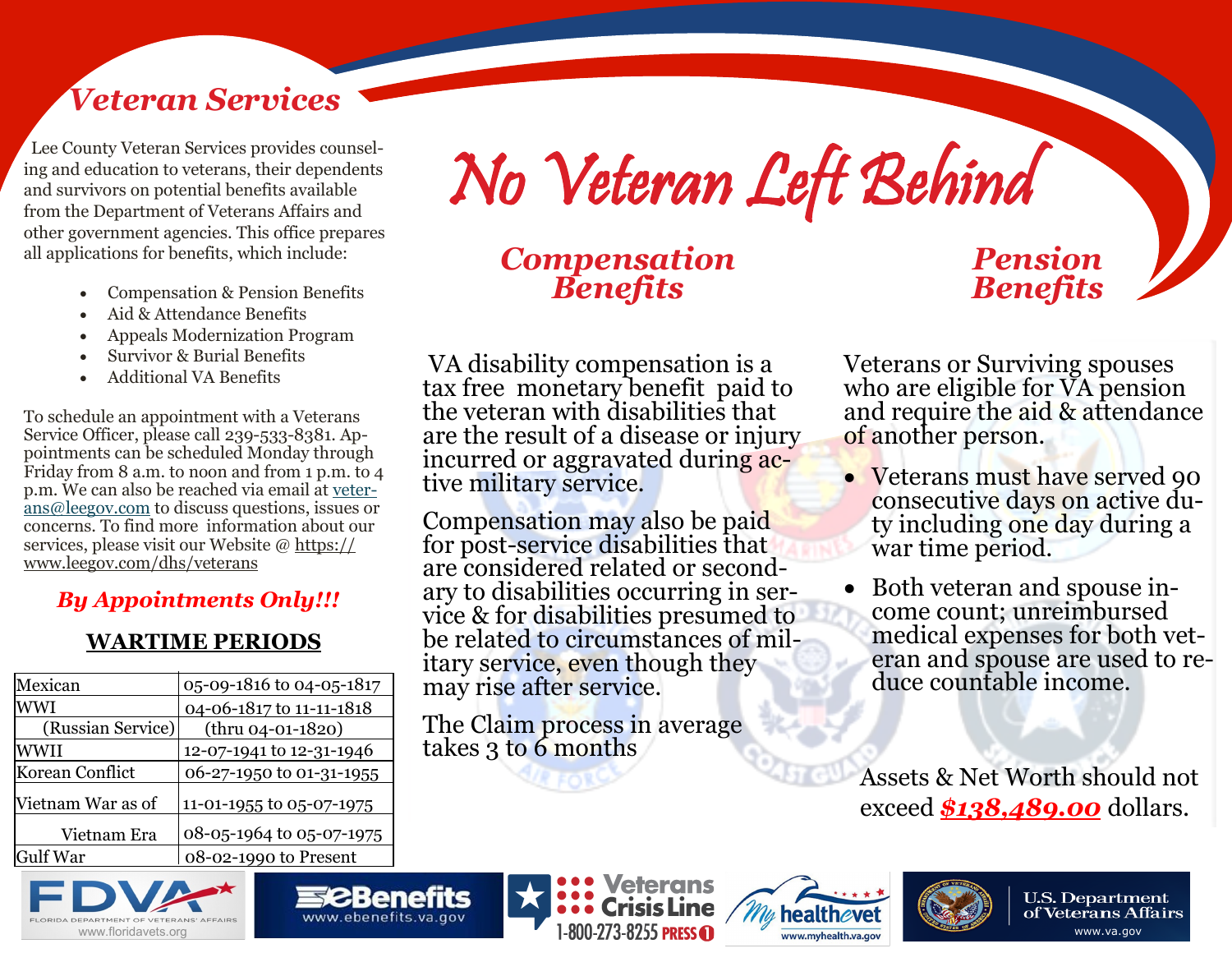## Veteran Services

Lee County Veteran Services provides counseling and education to veterans, their dependents and survivors on potential benefits available from the Department of Veterans Affairs and other government agencies. This office prepares all applications for benefits, which include:

- Compensation & Pension Benefits
- Aid & Attendance Benefits
- Appeals Modernization Program
- Survivor & Burial Benefits
- Additional VA Benefits

To schedule an appointment with a Veterans Service Officer, please call 239-533-8381. Appointments can be scheduled Monday through Friday from 8 a.m. to noon and from 1 p.m. to 4 p.m. We can also be reached via email at veterans@leegov.com to discuss questions, issues or concerns. To find more information about our services, please visit our Website @ https://www.leegov.com/dhs/veterans

***By Appointments Only!!!***

### WARTIME PERIODS

| | |
|---|---|
| Mexican | 05-09-1816 to 04-05-1817 |
| WWI | 04-06-1817 to 11-11-1818 |
| (Russian Service) | (thru 04-01-1820) |
| WWII | 12-07-1941 to 12-31-1946 |
| Korean Conflict | 06-27-1950 to 01-31-1955 |
| Vietnam War as of | 11-01-1955 to 05-07-1975 |
| Vietnam Era | 08-05-1964 to 05-07-1975 |
| Gulf War | 08-02-1990 to Present |

# No Veteran Left Behind

## Compensation Benefits

VA disability compensation is a tax free monetary benefit paid to the veteran with disabilities that are the result of a disease or injury incurred or aggravated during active military service.

Compensation may also be paid for post-service disabilities that are considered related or secondary to disabilities occurring in service & for disabilities presumed to be related to circumstances of military service, even though they may rise after service.

The Claim process in average takes 3 to 6 months

## Pension Benefits

Veterans or Surviving spouses who are eligible for VA pension and require the aid & attendance of another person.

- Veterans must have served 90 consecutive days on active duty including one day during a war time period.
- Both veteran and spouse income count; unreimbursed medical expenses for both veteran and spouse are used to reduce countable income.

Assets & Net Worth should not exceed ***$138,489.00*** dollars.

FDVA Florida Department of Veterans' Affairs www.floridavets.org

eBenefits www.ebenefits.va.gov

Veterans Crisis Line 1-800-273-8255 PRESS 1

My healthevet www.myhealth.va.gov

U.S. Department of Veterans Affairs www.va.gov